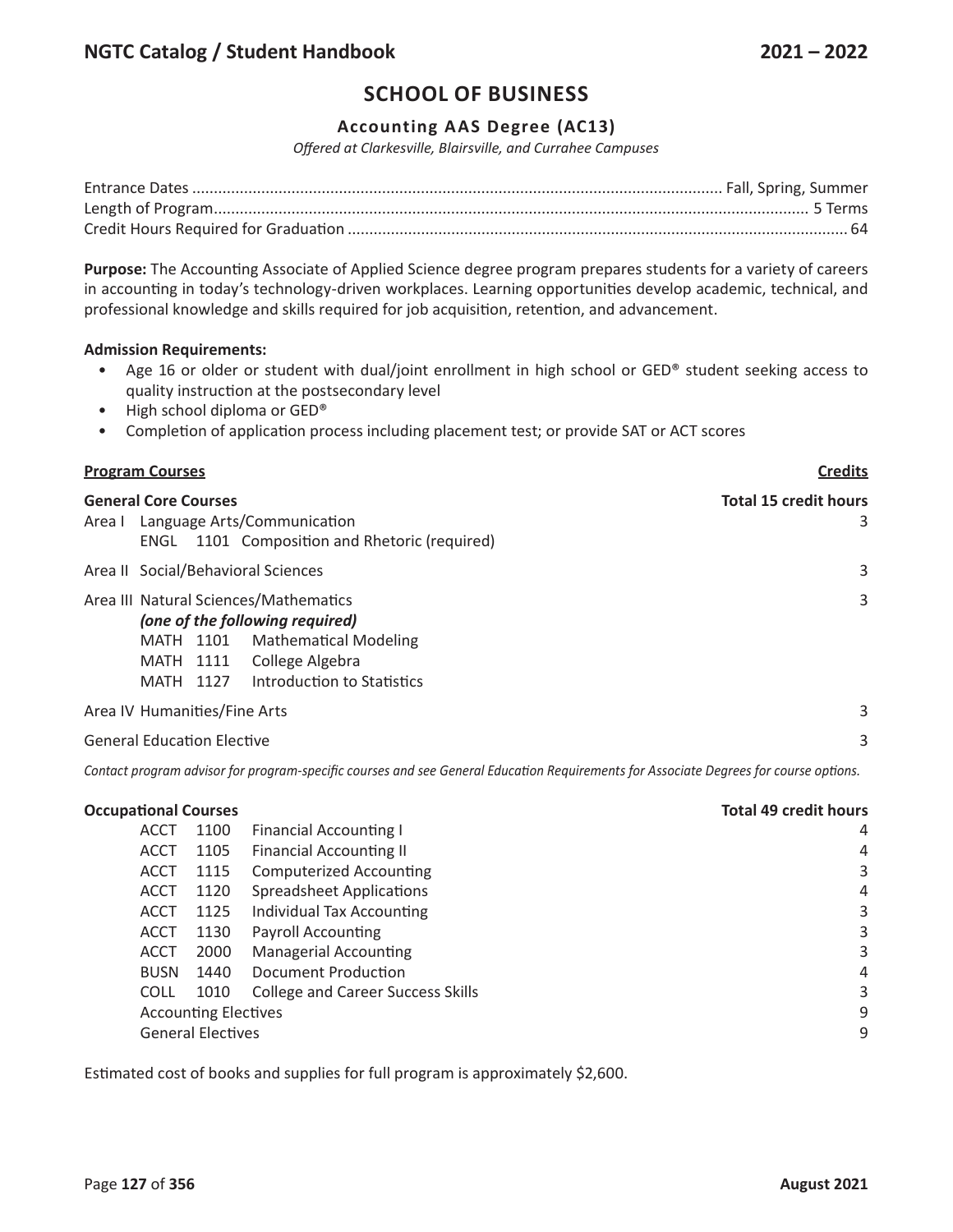## SCHOOL OF BUSINESS

### Accounting AAS Degree (AC13)

*Offered at Clarkesville, Blairsville, and Currahee Campuses*

Entrance Dates ........................................................................................................................ Fall, Spring, Summer
Length of Program........................................................................................................................................ 5 Terms
Credit Hours Required for Graduation .................................................................................................................. 64

**Purpose:** The Accounting Associate of Applied Science degree program prepares students for a variety of careers in accounting in today's technology-driven workplaces. Learning opportunities develop academic, technical, and professional knowledge and skills required for job acquisition, retention, and advancement.

**Admission Requirements:**

- Age 16 or older or student with dual/joint enrollment in high school or GED® student seeking access to quality instruction at the postsecondary level
- High school diploma or GED®
- Completion of application process including placement test; or provide SAT or ACT scores

| **Program Courses** | **Credits** |
|---|---|
| **General Core Courses** | **Total 15 credit hours** |
| Area I Language Arts/Communication<br>ENGL 1101 Composition and Rhetoric (required) | 3 |
| Area II Social/Behavioral Sciences | 3 |
| Area III Natural Sciences/Mathematics<br>***(one of the following required)***<br>MATH 1101 Mathematical Modeling<br>MATH 1111 College Algebra<br>MATH 1127 Introduction to Statistics | 3 |
| Area IV Humanities/Fine Arts | 3 |
| General Education Elective | 3 |

*Contact program advisor for program-specific courses and see General Education Requirements for Associate Degrees for course options.*

| **Occupational Courses** | | | **Total 49 credit hours** |
|---|---|---|---|
| ACCT | 1100 | Financial Accounting I | 4 |
| ACCT | 1105 | Financial Accounting II | 4 |
| ACCT | 1115 | Computerized Accounting | 3 |
| ACCT | 1120 | Spreadsheet Applications | 4 |
| ACCT | 1125 | Individual Tax Accounting | 3 |
| ACCT | 1130 | Payroll Accounting | 3 |
| ACCT | 2000 | Managerial Accounting | 3 |
| BUSN | 1440 | Document Production | 4 |
| COLL | 1010 | College and Career Success Skills | 3 |
| Accounting Electives | | | 9 |
| General Electives | | | 9 |

Estimated cost of books and supplies for full program is approximately $2,600.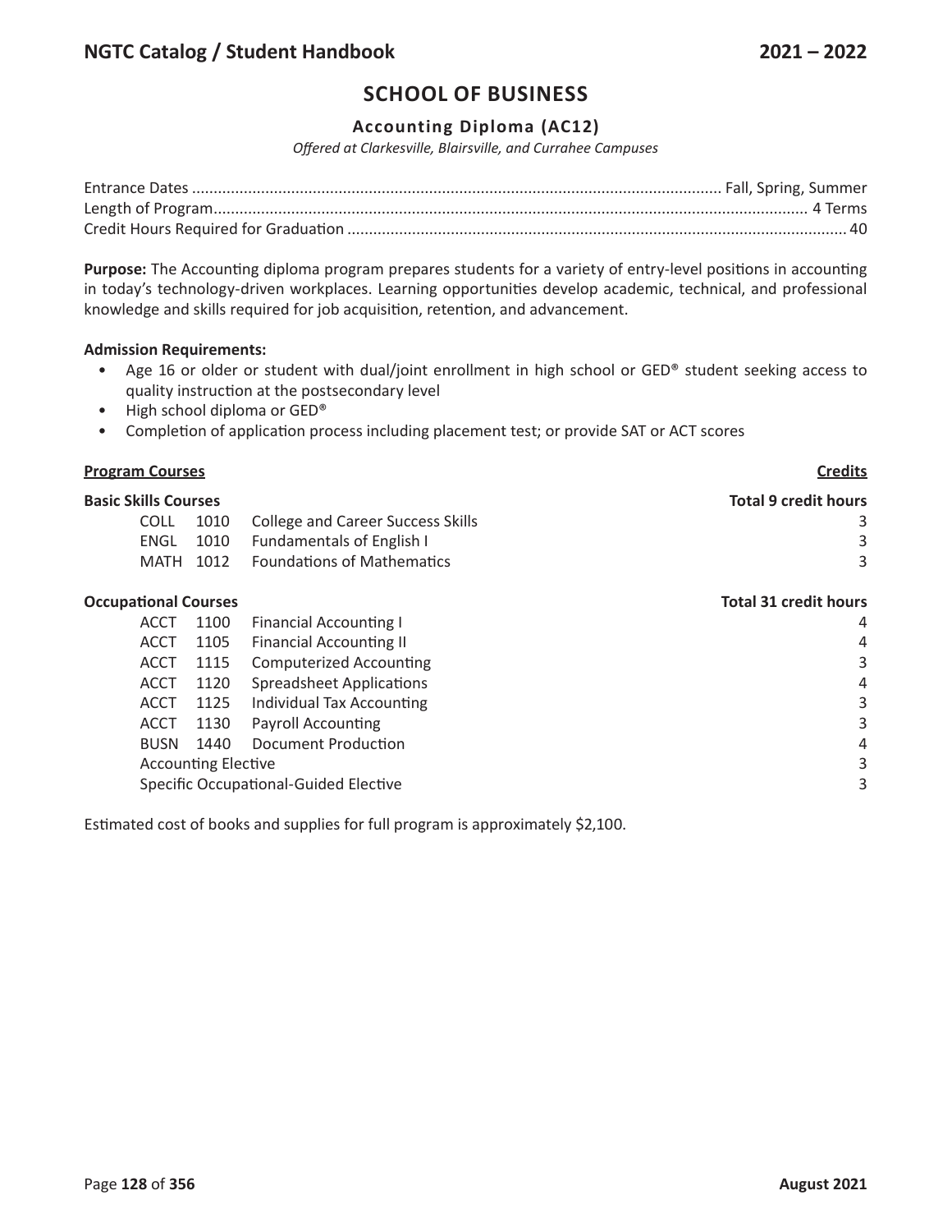# SCHOOL OF BUSINESS

## Accounting Diploma (AC12)

*Offered at Clarkesville, Blairsville, and Currahee Campuses*

Entrance Dates .......... Fall, Spring, Summer
Length of Program .......... 4 Terms
Credit Hours Required for Graduation .......... 40

**Purpose:** The Accounting diploma program prepares students for a variety of entry-level positions in accounting in today's technology-driven workplaces. Learning opportunities develop academic, technical, and professional knowledge and skills required for job acquisition, retention, and advancement.

**Admission Requirements:**

- Age 16 or older or student with dual/joint enrollment in high school or GED® student seeking access to quality instruction at the postsecondary level
- High school diploma or GED®
- Completion of application process including placement test; or provide SAT or ACT scores

| **Program Courses** | | | **Credits** |
|---|---|---|---|
| **Basic Skills Courses** | | | **Total 9 credit hours** |
| COLL | 1010 | College and Career Success Skills | 3 |
| ENGL | 1010 | Fundamentals of English I | 3 |
| MATH | 1012 | Foundations of Mathematics | 3 |
| **Occupational Courses** | | | **Total 31 credit hours** |
| ACCT | 1100 | Financial Accounting I | 4 |
| ACCT | 1105 | Financial Accounting II | 4 |
| ACCT | 1115 | Computerized Accounting | 3 |
| ACCT | 1120 | Spreadsheet Applications | 4 |
| ACCT | 1125 | Individual Tax Accounting | 3 |
| ACCT | 1130 | Payroll Accounting | 3 |
| BUSN | 1440 | Document Production | 4 |
| Accounting Elective | | | 3 |
| Specific Occupational-Guided Elective | | | 3 |

Estimated cost of books and supplies for full program is approximately $2,100.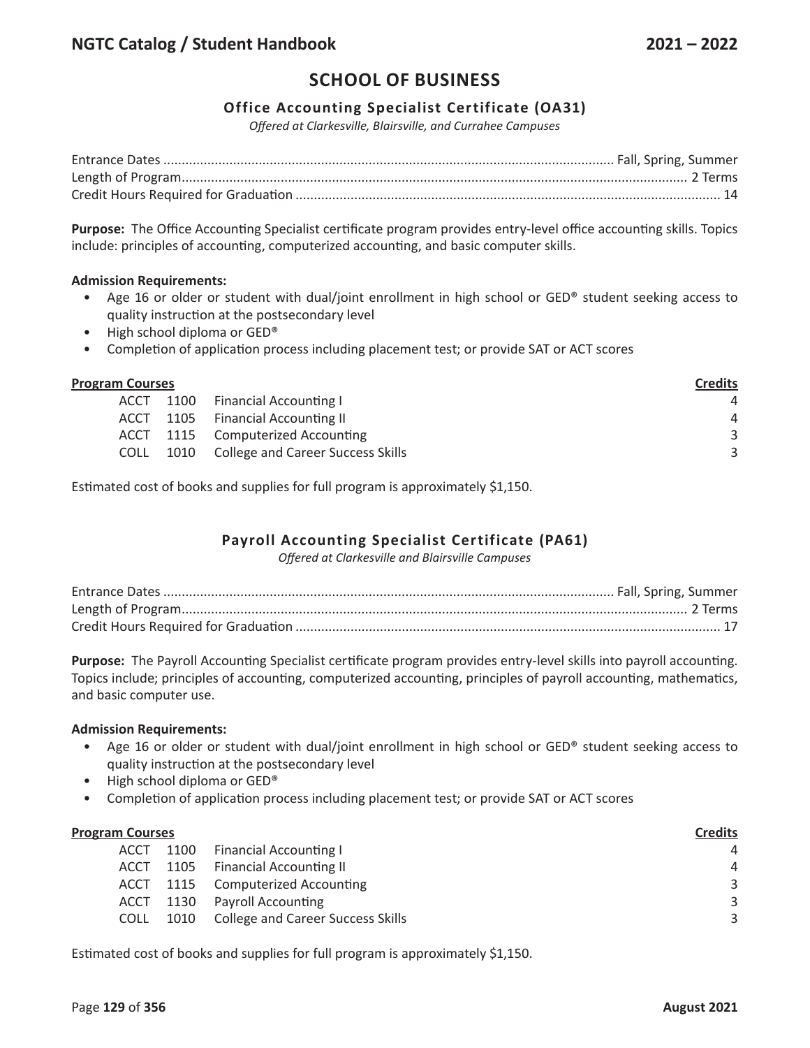# SCHOOL OF BUSINESS

## Office Accounting Specialist Certificate (OA31)

*Offered at Clarkesville, Blairsville, and Currahee Campuses*

Entrance Dates .......... Fall, Spring, Summer
Length of Program .......... 2 Terms
Credit Hours Required for Graduation .......... 14

**Purpose:** The Office Accounting Specialist certificate program provides entry-level office accounting skills. Topics include: principles of accounting, computerized accounting, and basic computer skills.

**Admission Requirements:**

- Age 16 or older or student with dual/joint enrollment in high school or GED® student seeking access to quality instruction at the postsecondary level
- High school diploma or GED®
- Completion of application process including placement test; or provide SAT or ACT scores

| Program Courses | | | Credits |
|---|---|---|---|
| ACCT | 1100 | Financial Accounting I | 4 |
| ACCT | 1105 | Financial Accounting II | 4 |
| ACCT | 1115 | Computerized Accounting | 3 |
| COLL | 1010 | College and Career Success Skills | 3 |

Estimated cost of books and supplies for full program is approximately $1,150.

## Payroll Accounting Specialist Certificate (PA61)

*Offered at Clarkesville and Blairsville Campuses*

Entrance Dates .......... Fall, Spring, Summer
Length of Program .......... 2 Terms
Credit Hours Required for Graduation .......... 17

**Purpose:** The Payroll Accounting Specialist certificate program provides entry-level skills into payroll accounting. Topics include; principles of accounting, computerized accounting, principles of payroll accounting, mathematics, and basic computer use.

**Admission Requirements:**

- Age 16 or older or student with dual/joint enrollment in high school or GED® student seeking access to quality instruction at the postsecondary level
- High school diploma or GED®
- Completion of application process including placement test; or provide SAT or ACT scores

| Program Courses | | | Credits |
|---|---|---|---|
| ACCT | 1100 | Financial Accounting I | 4 |
| ACCT | 1105 | Financial Accounting II | 4 |
| ACCT | 1115 | Computerized Accounting | 3 |
| ACCT | 1130 | Payroll Accounting | 3 |
| COLL | 1010 | College and Career Success Skills | 3 |

Estimated cost of books and supplies for full program is approximately $1,150.